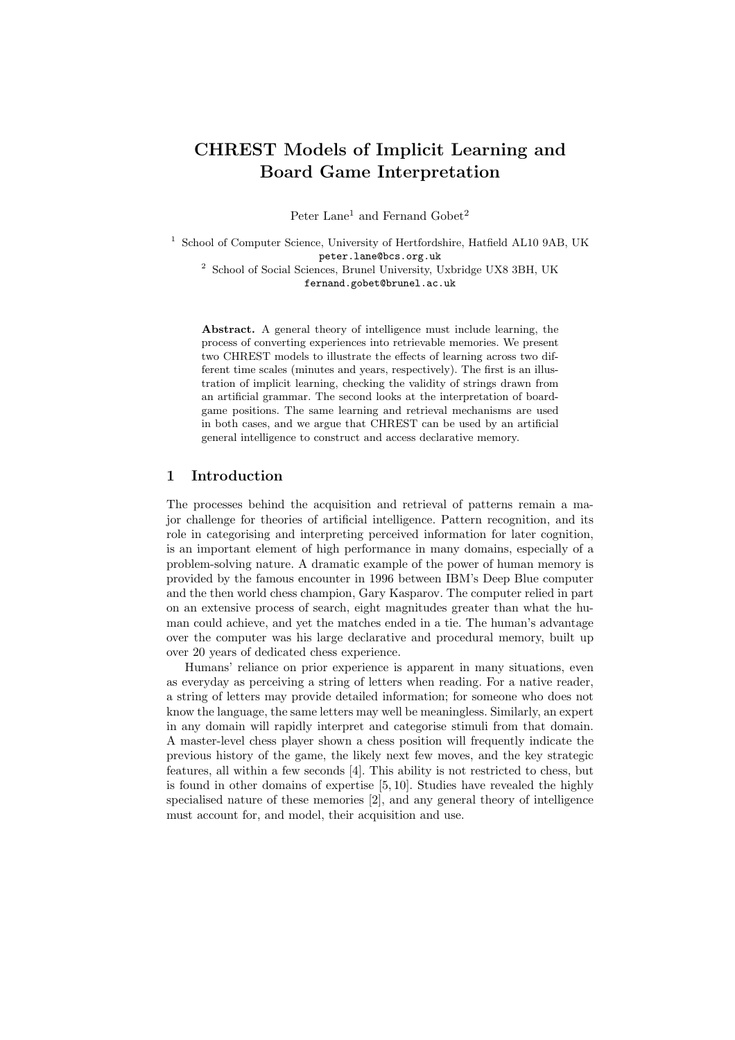# CHREST Models of Implicit Learning and Board Game Interpretation

Peter Lane[1] and Fernand Gobet[2]

[1] School of Computer Science, University of Hertfordshire, Hatfield AL10 9AB, UK
peter.lane@bcs.org.uk

[2] School of Social Sciences, Brunel University, Uxbridge UX8 3BH, UK
fernand.gobet@brunel.ac.uk

**Abstract.** A general theory of intelligence must include learning, the process of converting experiences into retrievable memories. We present two CHREST models to illustrate the effects of learning across two different time scales (minutes and years, respectively). The first is an illustration of implicit learning, checking the validity of strings drawn from an artificial grammar. The second looks at the interpretation of board-game positions. The same learning and retrieval mechanisms are used in both cases, and we argue that CHREST can be used by an artificial general intelligence to construct and access declarative memory.

## 1 Introduction

The processes behind the acquisition and retrieval of patterns remain a major challenge for theories of artificial intelligence. Pattern recognition, and its role in categorising and interpreting perceived information for later cognition, is an important element of high performance in many domains, especially of a problem-solving nature. A dramatic example of the power of human memory is provided by the famous encounter in 1996 between IBM's Deep Blue computer and the then world chess champion, Gary Kasparov. The computer relied in part on an extensive process of search, eight magnitudes greater than what the human could achieve, and yet the matches ended in a tie. The human's advantage over the computer was his large declarative and procedural memory, built up over 20 years of dedicated chess experience.

Humans' reliance on prior experience is apparent in many situations, even as everyday as perceiving a string of letters when reading. For a native reader, a string of letters may provide detailed information; for someone who does not know the language, the same letters may well be meaningless. Similarly, an expert in any domain will rapidly interpret and categorise stimuli from that domain. A master-level chess player shown a chess position will frequently indicate the previous history of the game, the likely next few moves, and the key strategic features, all within a few seconds [4]. This ability is not restricted to chess, but is found in other domains of expertise [5, 10]. Studies have revealed the highly specialised nature of these memories [2], and any general theory of intelligence must account for, and model, their acquisition and use.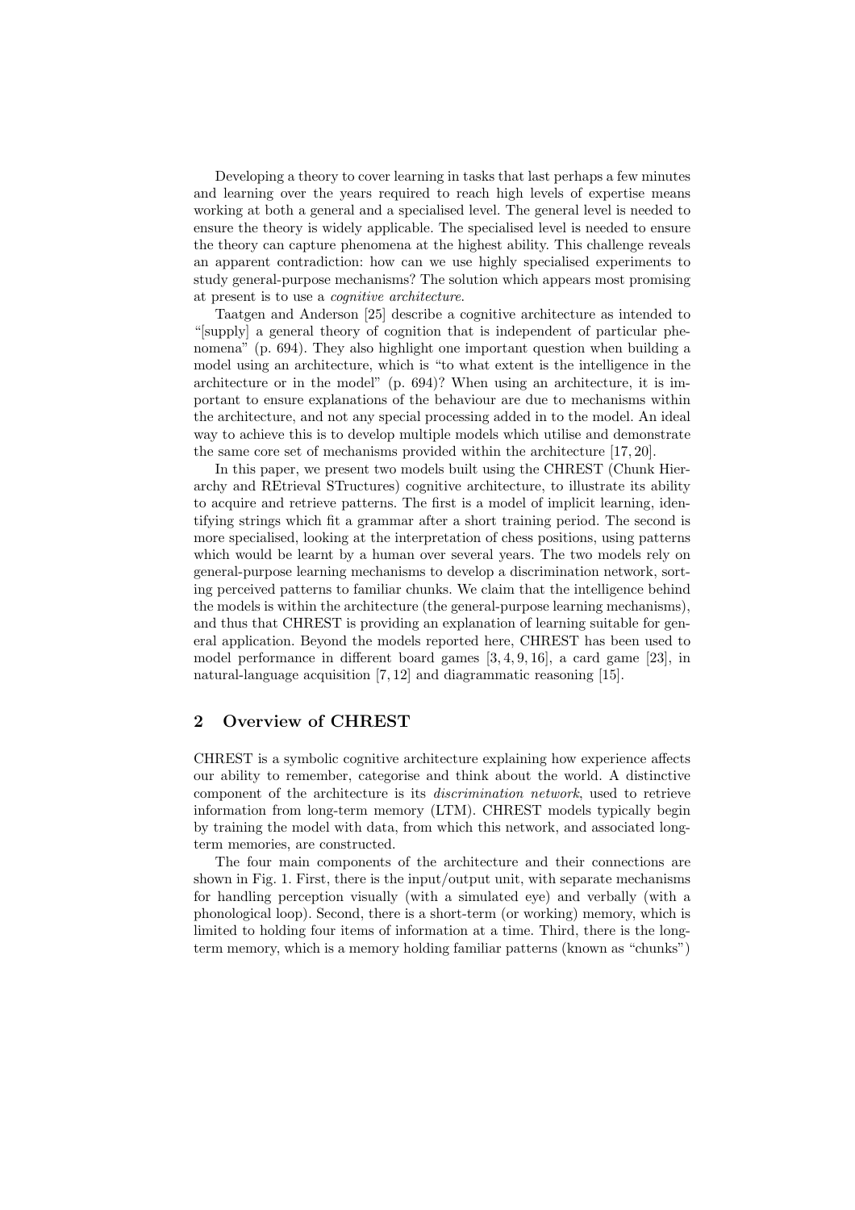Developing a theory to cover learning in tasks that last perhaps a few minutes and learning over the years required to reach high levels of expertise means working at both a general and a specialised level. The general level is needed to ensure the theory is widely applicable. The specialised level is needed to ensure the theory can capture phenomena at the highest ability. This challenge reveals an apparent contradiction: how can we use highly specialised experiments to study general-purpose mechanisms? The solution which appears most promising at present is to use a *cognitive architecture*.

Taatgen and Anderson [25] describe a cognitive architecture as intended to "[supply] a general theory of cognition that is independent of particular phenomena" (p. 694). They also highlight one important question when building a model using an architecture, which is "to what extent is the intelligence in the architecture or in the model" (p. 694)? When using an architecture, it is important to ensure explanations of the behaviour are due to mechanisms within the architecture, and not any special processing added in to the model. An ideal way to achieve this is to develop multiple models which utilise and demonstrate the same core set of mechanisms provided within the architecture [17, 20].

In this paper, we present two models built using the CHREST (Chunk Hierarchy and REtrieval STructures) cognitive architecture, to illustrate its ability to acquire and retrieve patterns. The first is a model of implicit learning, identifying strings which fit a grammar after a short training period. The second is more specialised, looking at the interpretation of chess positions, using patterns which would be learnt by a human over several years. The two models rely on general-purpose learning mechanisms to develop a discrimination network, sorting perceived patterns to familiar chunks. We claim that the intelligence behind the models is within the architecture (the general-purpose learning mechanisms), and thus that CHREST is providing an explanation of learning suitable for general application. Beyond the models reported here, CHREST has been used to model performance in different board games [3, 4, 9, 16], a card game [23], in natural-language acquisition [7, 12] and diagrammatic reasoning [15].

## 2 Overview of CHREST

CHREST is a symbolic cognitive architecture explaining how experience affects our ability to remember, categorise and think about the world. A distinctive component of the architecture is its *discrimination network*, used to retrieve information from long-term memory (LTM). CHREST models typically begin by training the model with data, from which this network, and associated long-term memories, are constructed.

The four main components of the architecture and their connections are shown in Fig. 1. First, there is the input/output unit, with separate mechanisms for handling perception visually (with a simulated eye) and verbally (with a phonological loop). Second, there is a short-term (or working) memory, which is limited to holding four items of information at a time. Third, there is the long-term memory, which is a memory holding familiar patterns (known as "chunks")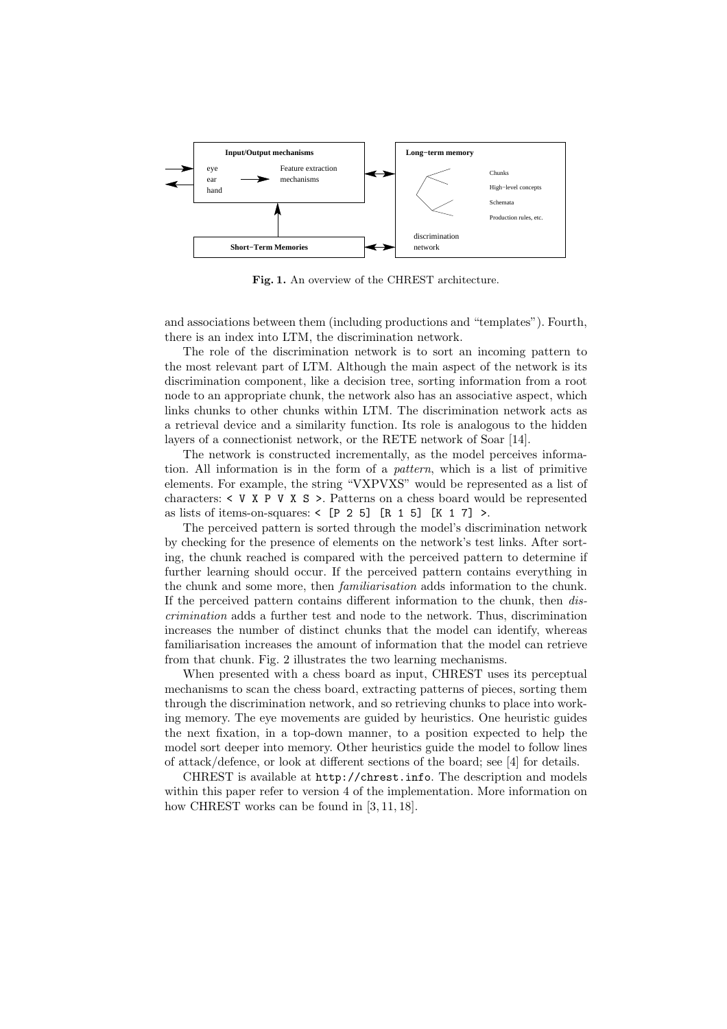**Fig. 1.** An overview of the CHREST architecture.

and associations between them (including productions and "templates"). Fourth, there is an index into LTM, the discrimination network.

The role of the discrimination network is to sort an incoming pattern to the most relevant part of LTM. Although the main aspect of the network is its discrimination component, like a decision tree, sorting information from a root node to an appropriate chunk, the network also has an associative aspect, which links chunks to other chunks within LTM. The discrimination network acts as a retrieval device and a similarity function. Its role is analogous to the hidden layers of a connectionist network, or the RETE network of Soar [14].

The network is constructed incrementally, as the model perceives information. All information is in the form of a *pattern*, which is a list of primitive elements. For example, the string "VXPVXS" would be represented as a list of characters: `< V X P V X S >`. Patterns on a chess board would be represented as lists of items-on-squares: `< [P 2 5] [R 1 5] [K 1 7] >`.

The perceived pattern is sorted through the model's discrimination network by checking for the presence of elements on the network's test links. After sorting, the chunk reached is compared with the perceived pattern to determine if further learning should occur. If the perceived pattern contains everything in the chunk and some more, then *familiarisation* adds information to the chunk. If the perceived pattern contains different information to the chunk, then *discrimination* adds a further test and node to the network. Thus, discrimination increases the number of distinct chunks that the model can identify, whereas familiarisation increases the amount of information that the model can retrieve from that chunk. Fig. 2 illustrates the two learning mechanisms.

When presented with a chess board as input, CHREST uses its perceptual mechanisms to scan the chess board, extracting patterns of pieces, sorting them through the discrimination network, and so retrieving chunks to place into working memory. The eye movements are guided by heuristics. One heuristic guides the next fixation, in a top-down manner, to a position expected to help the model sort deeper into memory. Other heuristics guide the model to follow lines of attack/defence, or look at different sections of the board; see [4] for details.

CHREST is available at `http://chrest.info`. The description and models within this paper refer to version 4 of the implementation. More information on how CHREST works can be found in [3, 11, 18].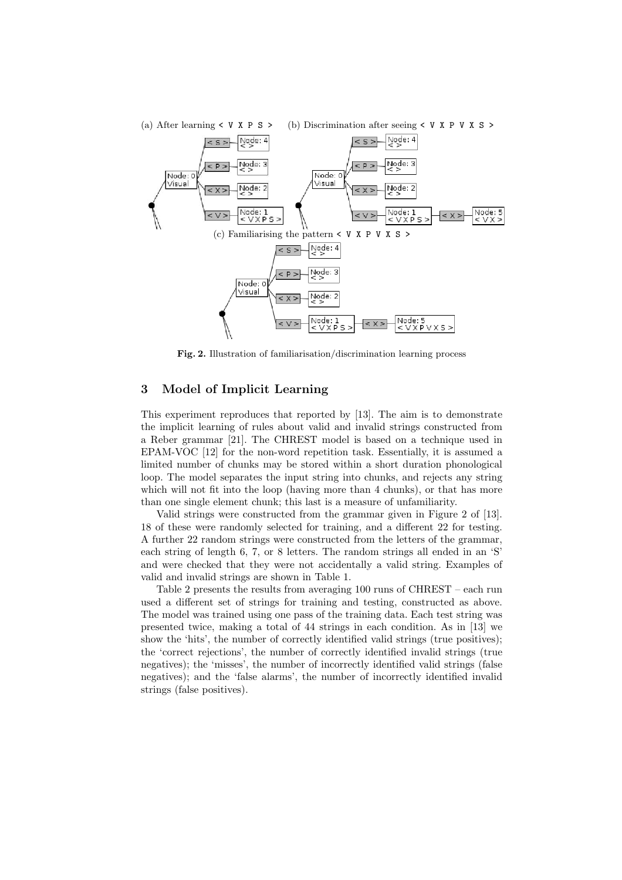(a) After learning < V X P S >

(b) Discrimination after seeing < V X P V X S >

(c) Familiarising the pattern < V X P V X S >

**Fig. 2.** Illustration of familiarisation/discrimination learning process

## 3 Model of Implicit Learning

This experiment reproduces that reported by [13]. The aim is to demonstrate the implicit learning of rules about valid and invalid strings constructed from a Reber grammar [21]. The CHREST model is based on a technique used in EPAM-VOC [12] for the non-word repetition task. Essentially, it is assumed a limited number of chunks may be stored within a short duration phonological loop. The model separates the input string into chunks, and rejects any string which will not fit into the loop (having more than 4 chunks), or that has more than one single element chunk; this last is a measure of unfamiliarity.

Valid strings were constructed from the grammar given in Figure 2 of [13]. 18 of these were randomly selected for training, and a different 22 for testing. A further 22 random strings were constructed from the letters of the grammar, each string of length 6, 7, or 8 letters. The random strings all ended in an 'S' and were checked that they were not accidentally a valid string. Examples of valid and invalid strings are shown in Table 1.

Table 2 presents the results from averaging 100 runs of CHREST – each run used a different set of strings for training and testing, constructed as above. The model was trained using one pass of the training data. Each test string was presented twice, making a total of 44 strings in each condition. As in [13] we show the 'hits', the number of correctly identified valid strings (true positives); the 'correct rejections', the number of correctly identified invalid strings (true negatives); the 'misses', the number of incorrectly identified valid strings (false negatives); and the 'false alarms', the number of incorrectly identified invalid strings (false positives).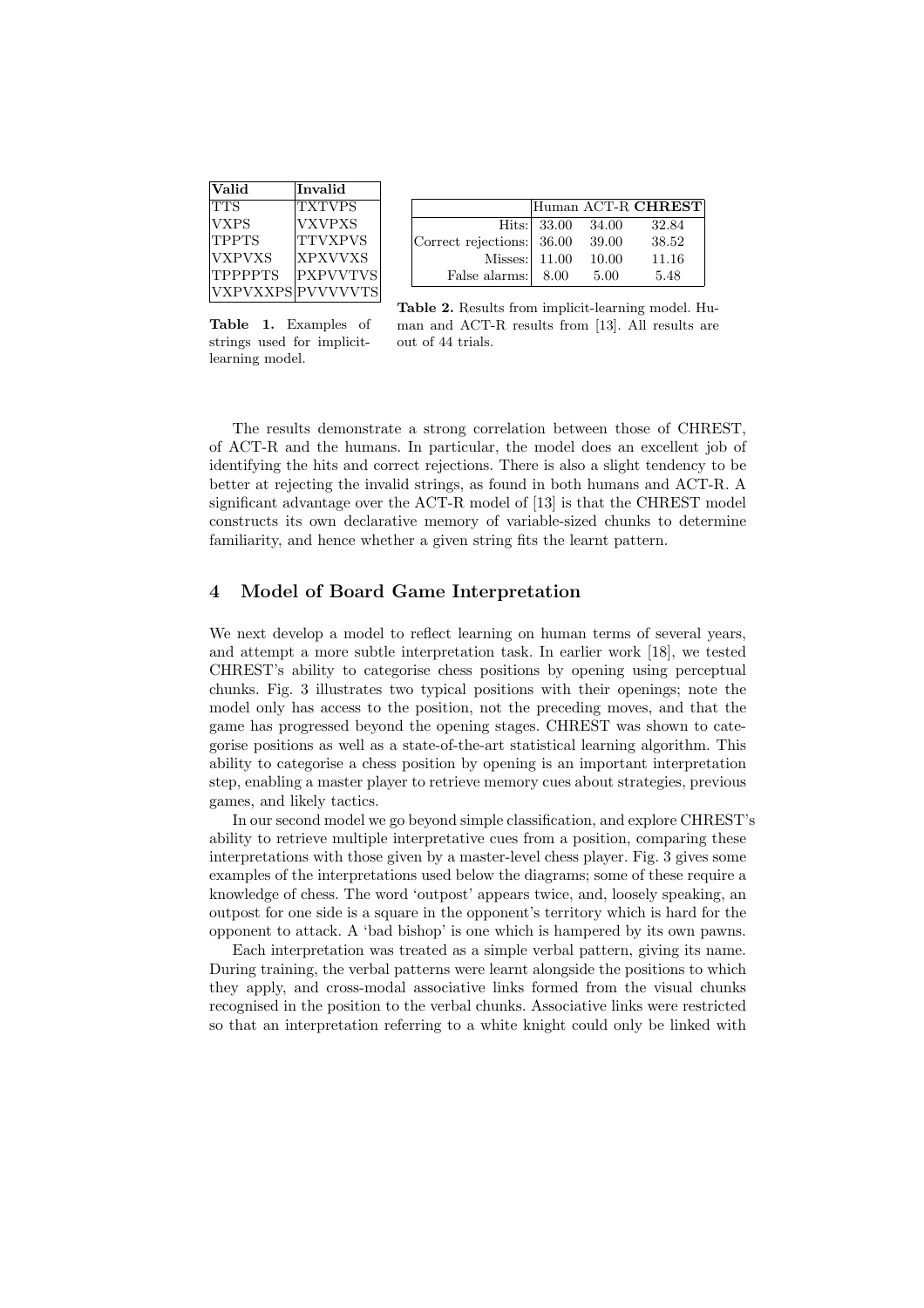| Valid | Invalid |
|---|---|
| TTS | TXTVPS |
| VXPS | VXVPXS |
| TPPTS | TTVXPVS |
| VXPVXS | XPXVVXS |
| TPPPPTS | PXPVVTVS |
| VXPVXXPS | PVVVVVTS |

**Table 1.** Examples of strings used for implicit-learning model.

| | Human | ACT-R | **CHREST** |
|---|---|---|---|
| Hits: | 33.00 | 34.00 | 32.84 |
| Correct rejections: | 36.00 | 39.00 | 38.52 |
| Misses: | 11.00 | 10.00 | 11.16 |
| False alarms: | 8.00 | 5.00 | 5.48 |

**Table 2.** Results from implicit-learning model. Human and ACT-R results from [13]. All results are out of 44 trials.

The results demonstrate a strong correlation between those of CHREST, of ACT-R and the humans. In particular, the model does an excellent job of identifying the hits and correct rejections. There is also a slight tendency to be better at rejecting the invalid strings, as found in both humans and ACT-R. A significant advantage over the ACT-R model of [13] is that the CHREST model constructs its own declarative memory of variable-sized chunks to determine familiarity, and hence whether a given string fits the learnt pattern.

## 4 Model of Board Game Interpretation

We next develop a model to reflect learning on human terms of several years, and attempt a more subtle interpretation task. In earlier work [18], we tested CHREST's ability to categorise chess positions by opening using perceptual chunks. Fig. 3 illustrates two typical positions with their openings; note the model only has access to the position, not the preceding moves, and that the game has progressed beyond the opening stages. CHREST was shown to categorise positions as well as a state-of-the-art statistical learning algorithm. This ability to categorise a chess position by opening is an important interpretation step, enabling a master player to retrieve memory cues about strategies, previous games, and likely tactics.

In our second model we go beyond simple classification, and explore CHREST's ability to retrieve multiple interpretative cues from a position, comparing these interpretations with those given by a master-level chess player. Fig. 3 gives some examples of the interpretations used below the diagrams; some of these require a knowledge of chess. The word 'outpost' appears twice, and, loosely speaking, an outpost for one side is a square in the opponent's territory which is hard for the opponent to attack. A 'bad bishop' is one which is hampered by its own pawns.

Each interpretation was treated as a simple verbal pattern, giving its name. During training, the verbal patterns were learnt alongside the positions to which they apply, and cross-modal associative links formed from the visual chunks recognised in the position to the verbal chunks. Associative links were restricted so that an interpretation referring to a white knight could only be linked with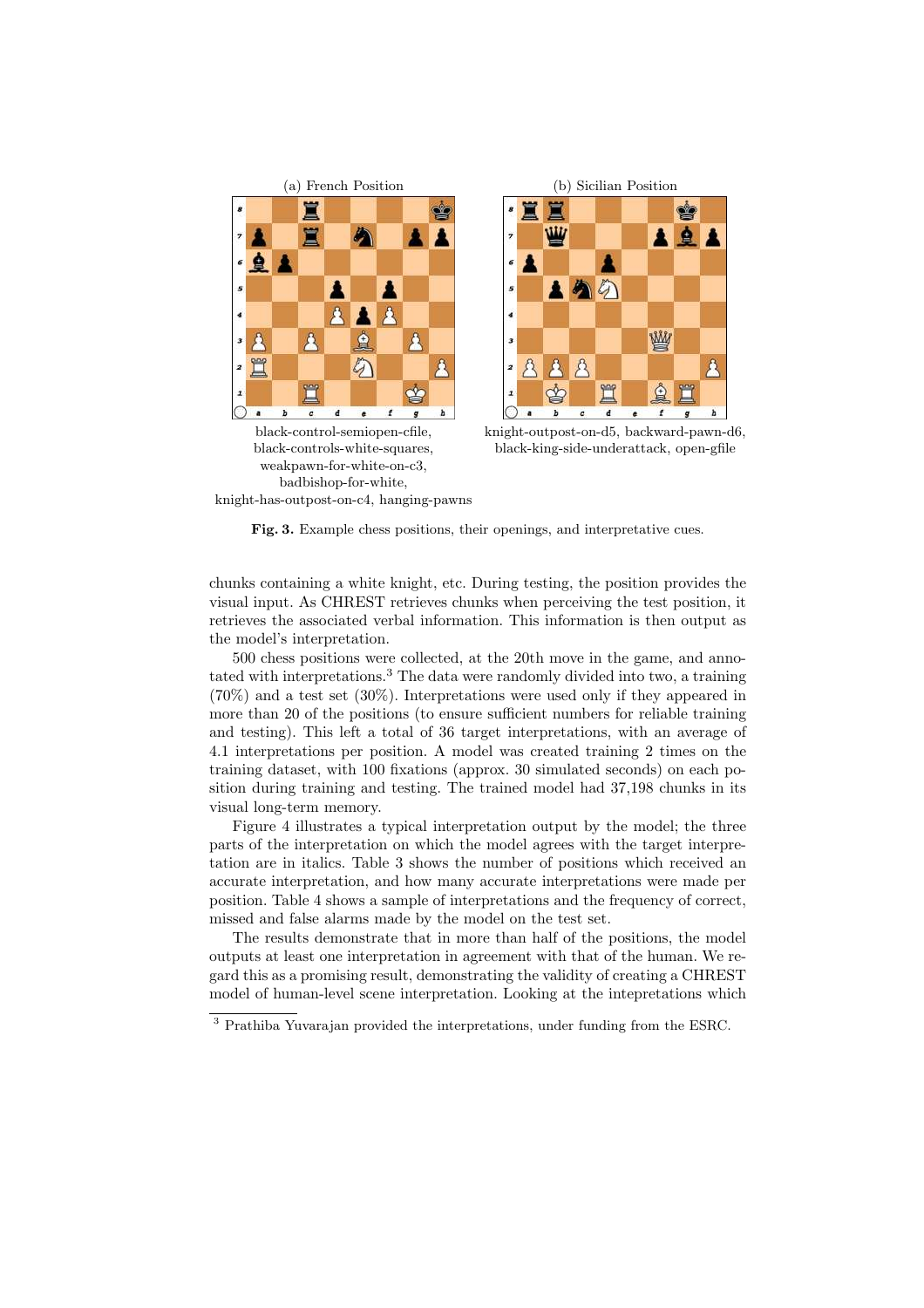(a) French Position

black-control-semiopen-cfile, black-controls-white-squares, weakpawn-for-white-on-c3, badbishop-for-white, knight-has-outpost-on-c4, hanging-pawns

(b) Sicilian Position

knight-outpost-on-d5, backward-pawn-d6, black-king-side-underattack, open-gfile

**Fig. 3.** Example chess positions, their openings, and interpretative cues.

chunks containing a white knight, etc. During testing, the position provides the visual input. As CHREST retrieves chunks when perceiving the test position, it retrieves the associated verbal information. This information is then output as the model's interpretation.

500 chess positions were collected, at the 20th move in the game, and annotated with interpretations.[3] The data were randomly divided into two, a training (70%) and a test set (30%). Interpretations were used only if they appeared in more than 20 of the positions (to ensure sufficient numbers for reliable training and testing). This left a total of 36 target interpretations, with an average of 4.1 interpretations per position. A model was created training 2 times on the training dataset, with 100 fixations (approx. 30 simulated seconds) on each position during training and testing. The trained model had 37,198 chunks in its visual long-term memory.

Figure 4 illustrates a typical interpretation output by the model; the three parts of the interpretation on which the model agrees with the target interpretation are in italics. Table 3 shows the number of positions which received an accurate interpretation, and how many accurate interpretations were made per position. Table 4 shows a sample of interpretations and the frequency of correct, missed and false alarms made by the model on the test set.

The results demonstrate that in more than half of the positions, the model outputs at least one interpretation in agreement with that of the human. We regard this as a promising result, demonstrating the validity of creating a CHREST model of human-level scene interpretation. Looking at the intepretations which

[3] Prathiba Yuvarajan provided the interpretations, under funding from the ESRC.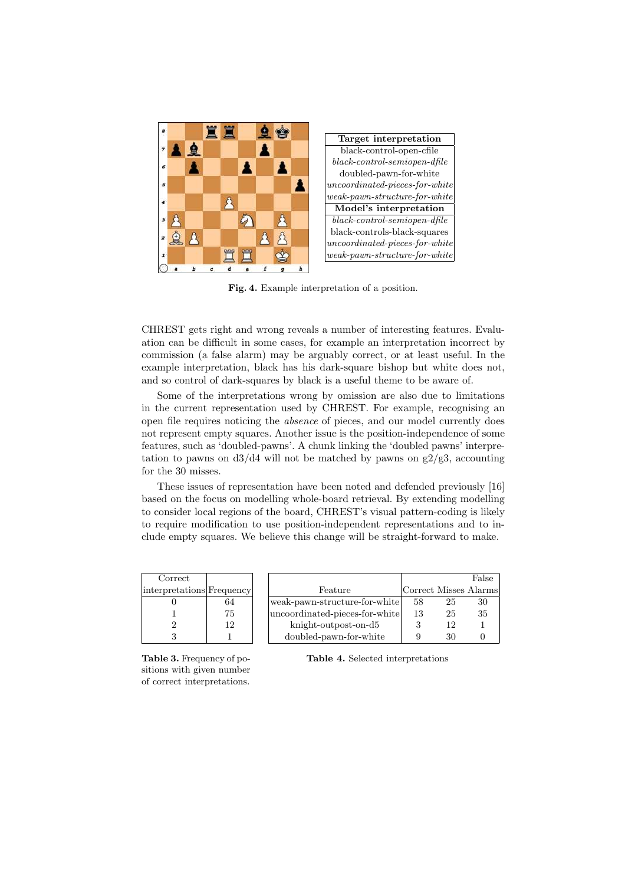| Target interpretation |
|---|
| black-control-open-cfile |
| *black-control-semiopen-dfile* |
| doubled-pawn-for-white |
| *uncoordinated-pieces-for-white* |
| *weak-pawn-structure-for-white* |
| **Model's interpretation** |
| *black-control-semiopen-dfile* |
| black-controls-black-squares |
| *uncoordinated-pieces-for-white* |
| *weak-pawn-structure-for-white* |

**Fig. 4.** Example interpretation of a position.

CHREST gets right and wrong reveals a number of interesting features. Evaluation can be difficult in some cases, for example an interpretation incorrect by commission (a false alarm) may be arguably correct, or at least useful. In the example interpretation, black has his dark-square bishop but white does not, and so control of dark-squares by black is a useful theme to be aware of.

Some of the interpretations wrong by omission are also due to limitations in the current representation used by CHREST. For example, recognising an open file requires noticing the *absence* of pieces, and our model currently does not represent empty squares. Another issue is the position-independence of some features, such as 'doubled-pawns'. A chunk linking the 'doubled pawns' interpretation to pawns on d3/d4 will not be matched by pawns on g2/g3, accounting for the 30 misses.

These issues of representation have been noted and defended previously [16] based on the focus on modelling whole-board retrieval. By extending modelling to consider local regions of the board, CHREST's visual pattern-coding is likely to require modification to use position-independent representations and to include empty squares. We believe this change will be straight-forward to make.

| Correct interpretations | Frequency |
|---|---|
| 0 | 64 |
| 1 | 75 |
| 2 | 12 |
| 3 | 1 |

**Table 3.** Frequency of positions with given number of correct interpretations.

| Feature | Correct | Misses | False Alarms |
|---|---|---|---|
| weak-pawn-structure-for-white | 58 | 25 | 30 |
| uncoordinated-pieces-for-white | 13 | 25 | 35 |
| knight-outpost-on-d5 | 3 | 12 | 1 |
| doubled-pawn-for-white | 9 | 30 | 0 |

**Table 4.** Selected interpretations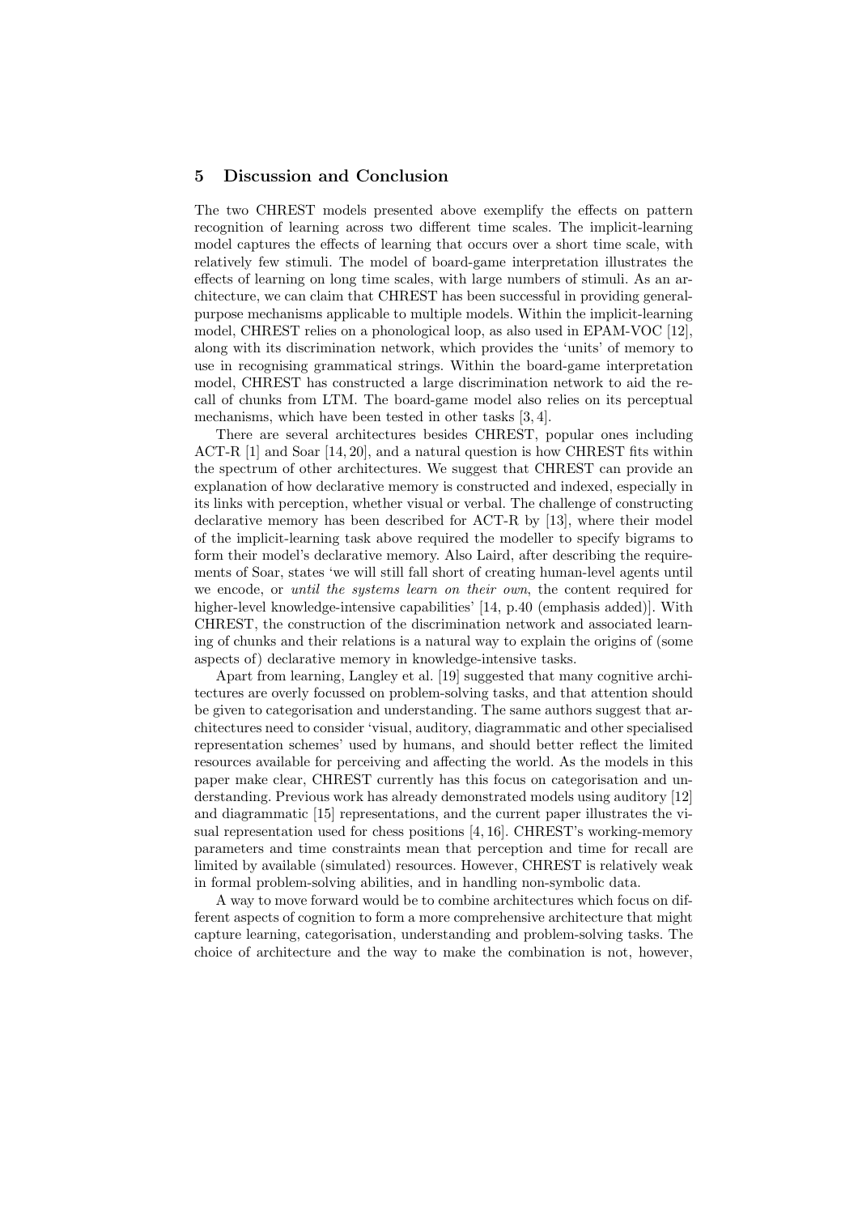## 5 Discussion and Conclusion

The two CHREST models presented above exemplify the effects on pattern recognition of learning across two different time scales. The implicit-learning model captures the effects of learning that occurs over a short time scale, with relatively few stimuli. The model of board-game interpretation illustrates the effects of learning on long time scales, with large numbers of stimuli. As an architecture, we can claim that CHREST has been successful in providing general-purpose mechanisms applicable to multiple models. Within the implicit-learning model, CHREST relies on a phonological loop, as also used in EPAM-VOC [12], along with its discrimination network, which provides the 'units' of memory to use in recognising grammatical strings. Within the board-game interpretation model, CHREST has constructed a large discrimination network to aid the recall of chunks from LTM. The board-game model also relies on its perceptual mechanisms, which have been tested in other tasks [3, 4].

There are several architectures besides CHREST, popular ones including ACT-R [1] and Soar [14, 20], and a natural question is how CHREST fits within the spectrum of other architectures. We suggest that CHREST can provide an explanation of how declarative memory is constructed and indexed, especially in its links with perception, whether visual or verbal. The challenge of constructing declarative memory has been described for ACT-R by [13], where their model of the implicit-learning task above required the modeller to specify bigrams to form their model's declarative memory. Also Laird, after describing the requirements of Soar, states 'we will still fall short of creating human-level agents until we encode, or *until the systems learn on their own*, the content required for higher-level knowledge-intensive capabilities' [14, p.40 (emphasis added)]. With CHREST, the construction of the discrimination network and associated learning of chunks and their relations is a natural way to explain the origins of (some aspects of) declarative memory in knowledge-intensive tasks.

Apart from learning, Langley et al. [19] suggested that many cognitive architectures are overly focussed on problem-solving tasks, and that attention should be given to categorisation and understanding. The same authors suggest that architectures need to consider 'visual, auditory, diagrammatic and other specialised representation schemes' used by humans, and should better reflect the limited resources available for perceiving and affecting the world. As the models in this paper make clear, CHREST currently has this focus on categorisation and understanding. Previous work has already demonstrated models using auditory [12] and diagrammatic [15] representations, and the current paper illustrates the visual representation used for chess positions [4, 16]. CHREST's working-memory parameters and time constraints mean that perception and time for recall are limited by available (simulated) resources. However, CHREST is relatively weak in formal problem-solving abilities, and in handling non-symbolic data.

A way to move forward would be to combine architectures which focus on different aspects of cognition to form a more comprehensive architecture that might capture learning, categorisation, understanding and problem-solving tasks. The choice of architecture and the way to make the combination is not, however,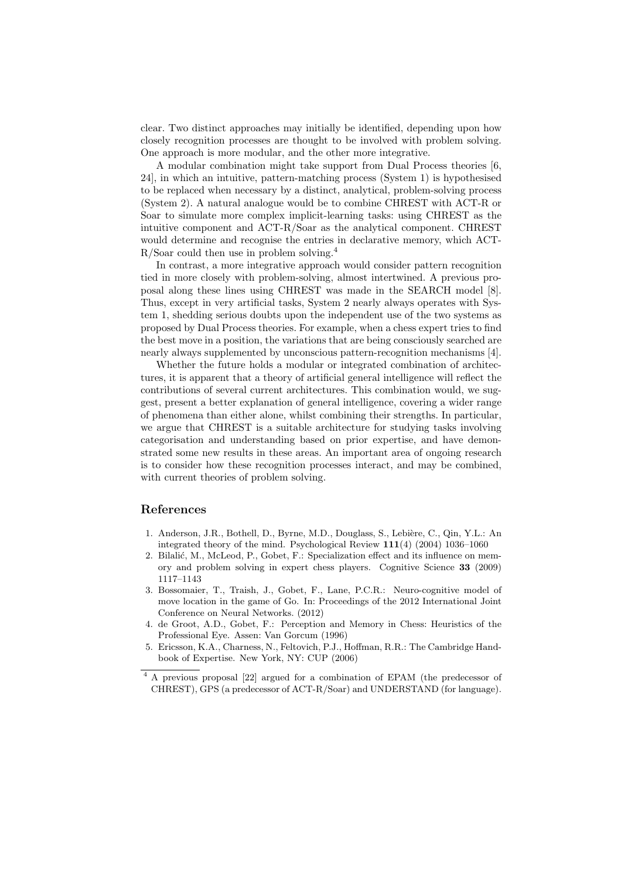clear. Two distinct approaches may initially be identified, depending upon how closely recognition processes are thought to be involved with problem solving. One approach is more modular, and the other more integrative.

A modular combination might take support from Dual Process theories [6, 24], in which an intuitive, pattern-matching process (System 1) is hypothesised to be replaced when necessary by a distinct, analytical, problem-solving process (System 2). A natural analogue would be to combine CHREST with ACT-R or Soar to simulate more complex implicit-learning tasks: using CHREST as the intuitive component and ACT-R/Soar as the analytical component. CHREST would determine and recognise the entries in declarative memory, which ACT-R/Soar could then use in problem solving.[4]

In contrast, a more integrative approach would consider pattern recognition tied in more closely with problem-solving, almost intertwined. A previous proposal along these lines using CHREST was made in the SEARCH model [8]. Thus, except in very artificial tasks, System 2 nearly always operates with System 1, shedding serious doubts upon the independent use of the two systems as proposed by Dual Process theories. For example, when a chess expert tries to find the best move in a position, the variations that are being consciously searched are nearly always supplemented by unconscious pattern-recognition mechanisms [4].

Whether the future holds a modular or integrated combination of architectures, it is apparent that a theory of artificial general intelligence will reflect the contributions of several current architectures. This combination would, we suggest, present a better explanation of general intelligence, covering a wider range of phenomena than either alone, whilst combining their strengths. In particular, we argue that CHREST is a suitable architecture for studying tasks involving categorisation and understanding based on prior expertise, and have demonstrated some new results in these areas. An important area of ongoing research is to consider how these recognition processes interact, and may be combined, with current theories of problem solving.

## References

1. Anderson, J.R., Bothell, D., Byrne, M.D., Douglass, S., Lebière, C., Qin, Y.L.: An integrated theory of the mind. Psychological Review **111**(4) (2004) 1036–1060
2. Bilalić, M., McLeod, P., Gobet, F.: Specialization effect and its influence on memory and problem solving in expert chess players. Cognitive Science **33** (2009) 1117–1143
3. Bossomaier, T., Traish, J., Gobet, F., Lane, P.C.R.: Neuro-cognitive model of move location in the game of Go. In: Proceedings of the 2012 International Joint Conference on Neural Networks. (2012)
4. de Groot, A.D., Gobet, F.: Perception and Memory in Chess: Heuristics of the Professional Eye. Assen: Van Gorcum (1996)
5. Ericsson, K.A., Charness, N., Feltovich, P.J., Hoffman, R.R.: The Cambridge Handbook of Expertise. New York, NY: CUP (2006)

[4] A previous proposal [22] argued for a combination of EPAM (the predecessor of CHREST), GPS (a predecessor of ACT-R/Soar) and UNDERSTAND (for language).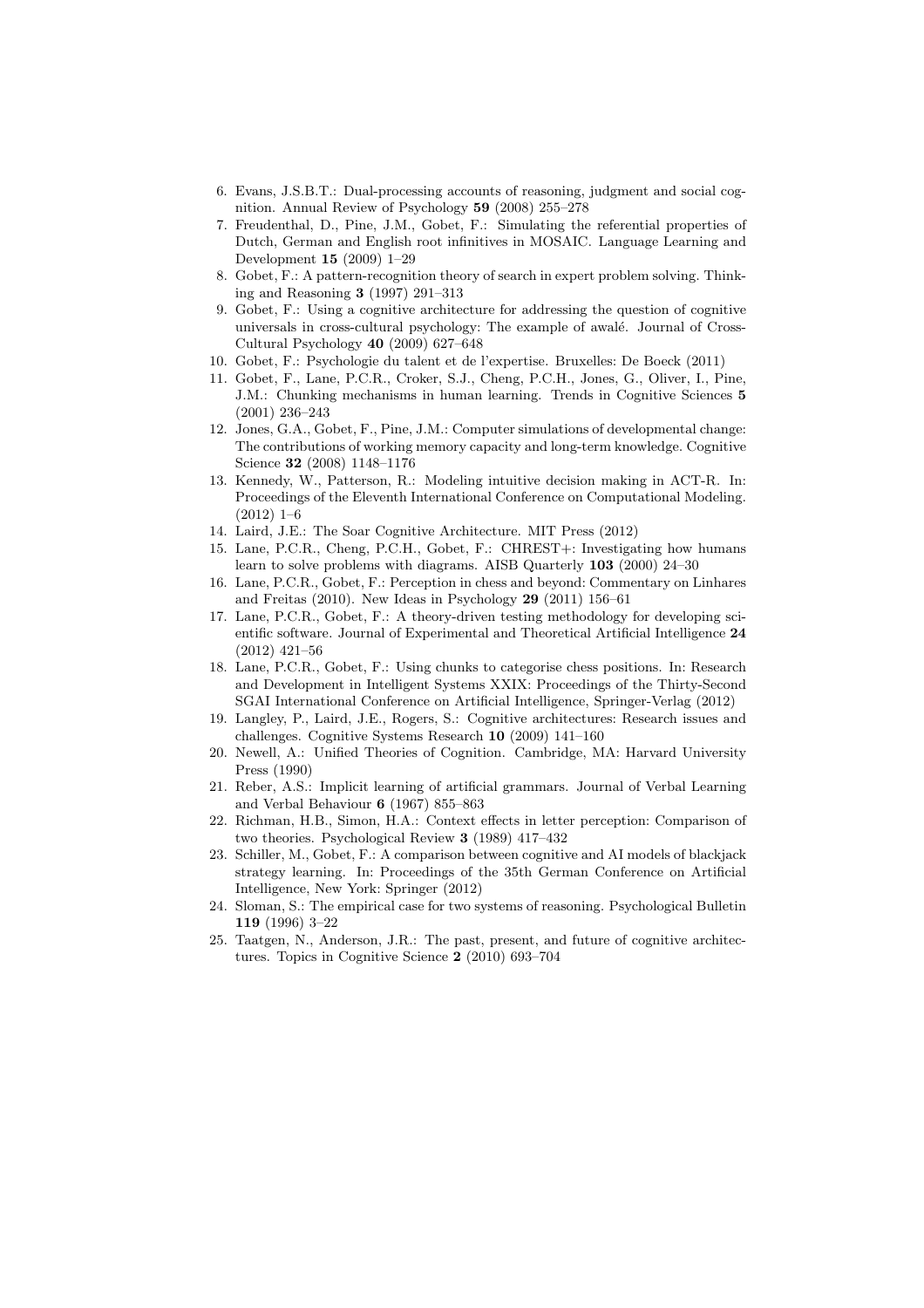6. Evans, J.S.B.T.: Dual-processing accounts of reasoning, judgment and social cognition. Annual Review of Psychology **59** (2008) 255–278
7. Freudenthal, D., Pine, J.M., Gobet, F.: Simulating the referential properties of Dutch, German and English root infinitives in MOSAIC. Language Learning and Development **15** (2009) 1–29
8. Gobet, F.: A pattern-recognition theory of search in expert problem solving. Thinking and Reasoning **3** (1997) 291–313
9. Gobet, F.: Using a cognitive architecture for addressing the question of cognitive universals in cross-cultural psychology: The example of awalé. Journal of Cross-Cultural Psychology **40** (2009) 627–648
10. Gobet, F.: Psychologie du talent et de l'expertise. Bruxelles: De Boeck (2011)
11. Gobet, F., Lane, P.C.R., Croker, S.J., Cheng, P.C.H., Jones, G., Oliver, I., Pine, J.M.: Chunking mechanisms in human learning. Trends in Cognitive Sciences **5** (2001) 236–243
12. Jones, G.A., Gobet, F., Pine, J.M.: Computer simulations of developmental change: The contributions of working memory capacity and long-term knowledge. Cognitive Science **32** (2008) 1148–1176
13. Kennedy, W., Patterson, R.: Modeling intuitive decision making in ACT-R. In: Proceedings of the Eleventh International Conference on Computational Modeling. (2012) 1–6
14. Laird, J.E.: The Soar Cognitive Architecture. MIT Press (2012)
15. Lane, P.C.R., Cheng, P.C.H., Gobet, F.: CHREST+: Investigating how humans learn to solve problems with diagrams. AISB Quarterly **103** (2000) 24–30
16. Lane, P.C.R., Gobet, F.: Perception in chess and beyond: Commentary on Linhares and Freitas (2010). New Ideas in Psychology **29** (2011) 156–61
17. Lane, P.C.R., Gobet, F.: A theory-driven testing methodology for developing scientific software. Journal of Experimental and Theoretical Artificial Intelligence **24** (2012) 421–56
18. Lane, P.C.R., Gobet, F.: Using chunks to categorise chess positions. In: Research and Development in Intelligent Systems XXIX: Proceedings of the Thirty-Second SGAI International Conference on Artificial Intelligence, Springer-Verlag (2012)
19. Langley, P., Laird, J.E., Rogers, S.: Cognitive architectures: Research issues and challenges. Cognitive Systems Research **10** (2009) 141–160
20. Newell, A.: Unified Theories of Cognition. Cambridge, MA: Harvard University Press (1990)
21. Reber, A.S.: Implicit learning of artificial grammars. Journal of Verbal Learning and Verbal Behaviour **6** (1967) 855–863
22. Richman, H.B., Simon, H.A.: Context effects in letter perception: Comparison of two theories. Psychological Review **3** (1989) 417–432
23. Schiller, M., Gobet, F.: A comparison between cognitive and AI models of blackjack strategy learning. In: Proceedings of the 35th German Conference on Artificial Intelligence, New York: Springer (2012)
24. Sloman, S.: The empirical case for two systems of reasoning. Psychological Bulletin **119** (1996) 3–22
25. Taatgen, N., Anderson, J.R.: The past, present, and future of cognitive architectures. Topics in Cognitive Science **2** (2010) 693–704